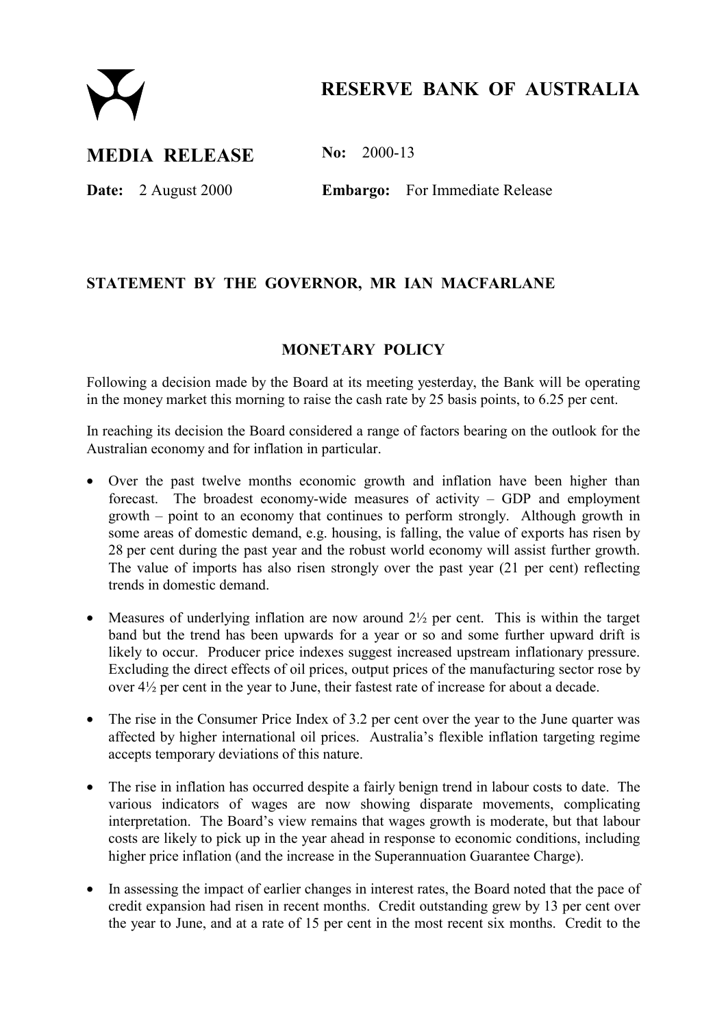# RESERVE BANK OF AUSTRALIA

## MEDIA RELEASE

**No:** 2000-13

**Date:** 2 August 2000

**Embargo:** For Immediate Release

### STATEMENT BY THE GOVERNOR, MR IAN MACFARLANE

### MONETARY POLICY

Following a decision made by the Board at its meeting yesterday, the Bank will be operating in the money market this morning to raise the cash rate by 25 basis points, to 6.25 per cent.

In reaching its decision the Board considered a range of factors bearing on the outlook for the Australian economy and for inflation in particular.

- Over the past twelve months economic growth and inflation have been higher than forecast. The broadest economy-wide measures of activity – GDP and employment growth – point to an economy that continues to perform strongly. Although growth in some areas of domestic demand, e.g. housing, is falling, the value of exports has risen by 28 per cent during the past year and the robust world economy will assist further growth. The value of imports has also risen strongly over the past year (21 per cent) reflecting trends in domestic demand.

- Measures of underlying inflation are now around 2½ per cent. This is within the target band but the trend has been upwards for a year or so and some further upward drift is likely to occur. Producer price indexes suggest increased upstream inflationary pressure. Excluding the direct effects of oil prices, output prices of the manufacturing sector rose by over 4½ per cent in the year to June, their fastest rate of increase for about a decade.

- The rise in the Consumer Price Index of 3.2 per cent over the year to the June quarter was affected by higher international oil prices. Australia's flexible inflation targeting regime accepts temporary deviations of this nature.

- The rise in inflation has occurred despite a fairly benign trend in labour costs to date. The various indicators of wages are now showing disparate movements, complicating interpretation. The Board's view remains that wages growth is moderate, but that labour costs are likely to pick up in the year ahead in response to economic conditions, including higher price inflation (and the increase in the Superannuation Guarantee Charge).

- In assessing the impact of earlier changes in interest rates, the Board noted that the pace of credit expansion had risen in recent months. Credit outstanding grew by 13 per cent over the year to June, and at a rate of 15 per cent in the most recent six months. Credit to the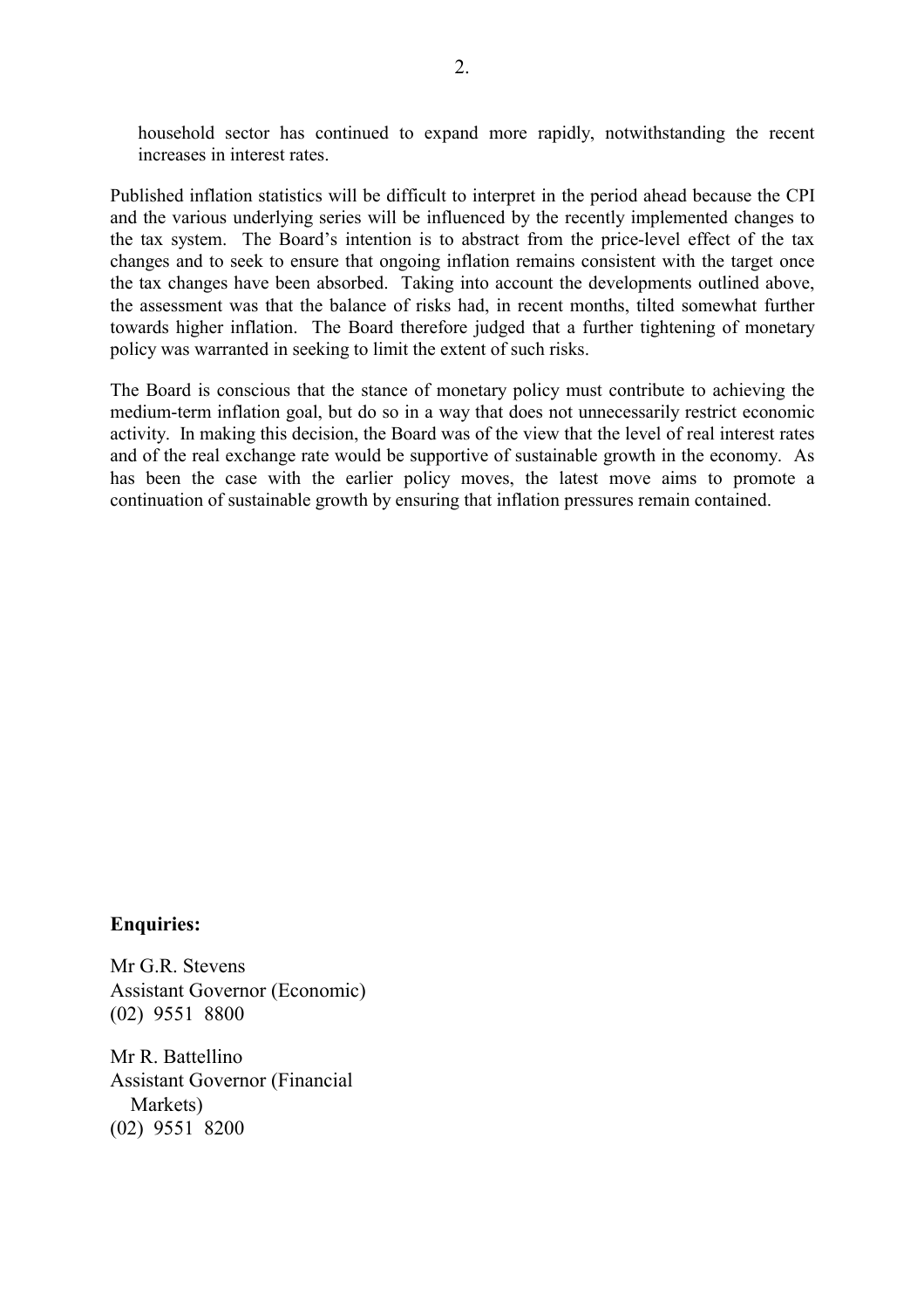household sector has continued to expand more rapidly, notwithstanding the recent increases in interest rates.

Published inflation statistics will be difficult to interpret in the period ahead because the CPI and the various underlying series will be influenced by the recently implemented changes to the tax system. The Board's intention is to abstract from the price-level effect of the tax changes and to seek to ensure that ongoing inflation remains consistent with the target once the tax changes have been absorbed. Taking into account the developments outlined above, the assessment was that the balance of risks had, in recent months, tilted somewhat further towards higher inflation. The Board therefore judged that a further tightening of monetary policy was warranted in seeking to limit the extent of such risks.

The Board is conscious that the stance of monetary policy must contribute to achieving the medium-term inflation goal, but do so in a way that does not unnecessarily restrict economic activity. In making this decision, the Board was of the view that the level of real interest rates and of the real exchange rate would be supportive of sustainable growth in the economy. As has been the case with the earlier policy moves, the latest move aims to promote a continuation of sustainable growth by ensuring that inflation pressures remain contained.

**Enquiries:**

Mr G.R. Stevens
Assistant Governor (Economic)
(02) 9551 8800

Mr R. Battellino
Assistant Governor (Financial Markets)
(02) 9551 8200